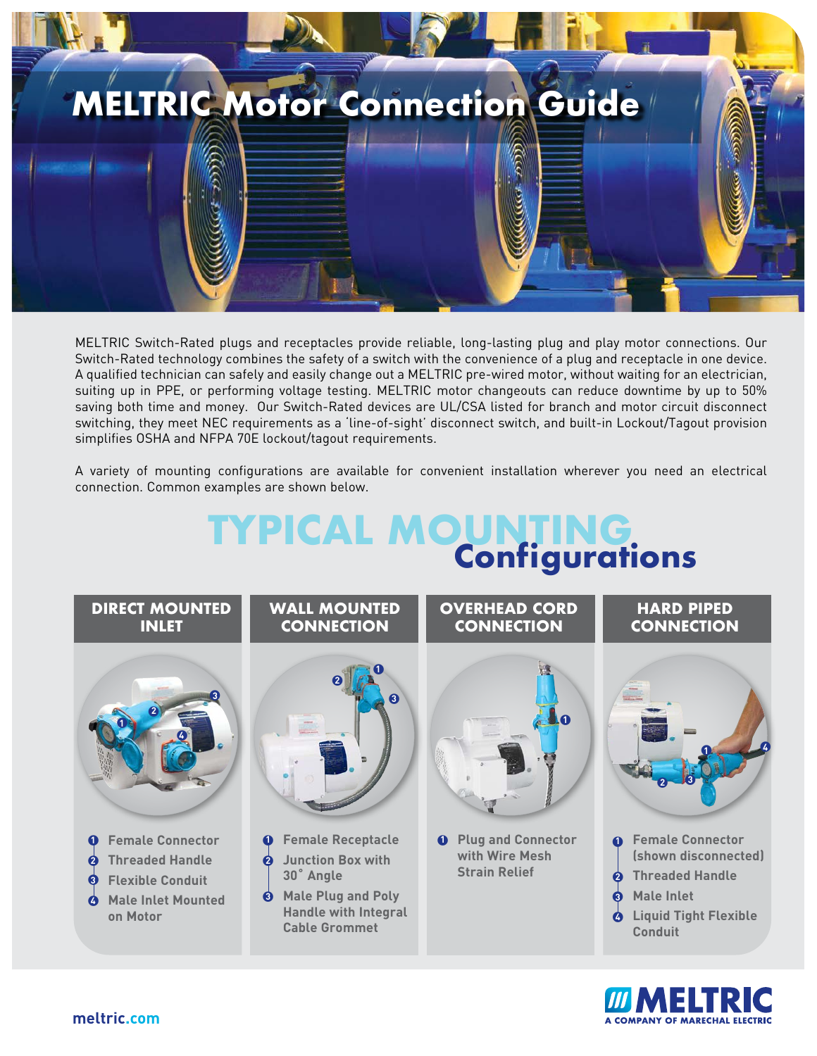# MELTRIC Motor Connection Guide

MELTRIC Switch-Rated plugs and receptacles provide reliable, long-lasting plug and play motor connections. Our Switch-Rated technology combines the safety of a switch with the convenience of a plug and receptacle in one device. A qualified technician can safely and easily change out a MELTRIC pre-wired motor, without waiting for an electrician, suiting up in PPE, or performing voltage testing. MELTRIC motor changeouts can reduce downtime by up to 50% saving both time and money. Our Switch-Rated devices are UL/CSA listed for branch and motor circuit disconnect switching, they meet NEC requirements as a 'line-of-sight' disconnect switch, and built-in Lockout/Tagout provision simplifies OSHA and NFPA 70E lockout/tagout requirements.

A variety of mounting configurations are available for convenient installation wherever you need an electrical connection. Common examples are shown below.

## TYPICAL MOUNTING Configurations

### DIRECT MOUNTED INLET

1. Female Connector
2. Threaded Handle
3. Flexible Conduit
4. Male Inlet Mounted on Motor

### WALL MOUNTED CONNECTION

1. Female Receptacle
2. Junction Box with 30˚ Angle
3. Male Plug and Poly Handle with Integral Cable Grommet

### OVERHEAD CORD CONNECTION

1. Plug and Connector with Wire Mesh Strain Relief

### HARD PIPED CONNECTION

1. Female Connector (shown disconnected)
2. Threaded Handle
3. Male Inlet
4. Liquid Tight Flexible Conduit

meltric.com

MELTRIC
A COMPANY OF MARECHAL ELECTRIC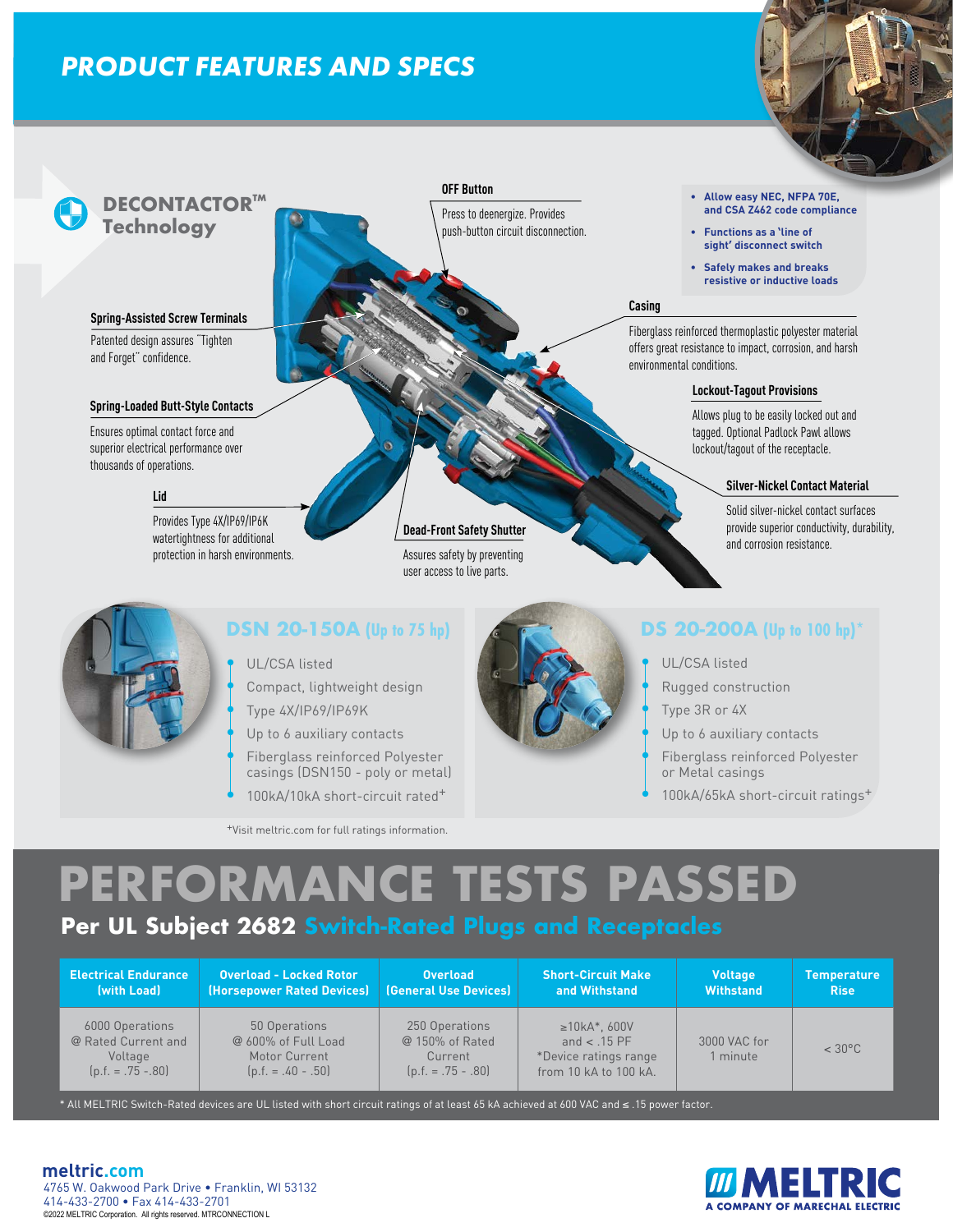# PRODUCT FEATURES AND SPECS

## DECONTACTOR™ Technology

- Allow easy NEC, NFPA 70E, and CSA Z462 code compliance
- Functions as a 'line of sight' disconnect switch
- Safely makes and breaks resistive or inductive loads

**OFF Button**

Press to deenergize. Provides push-button circuit disconnection.

**Spring-Assisted Screw Terminals**

Patented design assures "Tighten and Forget" confidence.

**Casing**

Fiberglass reinforced thermoplastic polyester material offers great resistance to impact, corrosion, and harsh environmental conditions.

**Spring-Loaded Butt-Style Contacts**

Ensures optimal contact force and superior electrical performance over thousands of operations.

**Lockout-Tagout Provisions**

Allows plug to be easily locked out and tagged. Optional Padlock Pawl allows lockout/tagout of the receptacle.

**Silver-Nickel Contact Material**

Solid silver-nickel contact surfaces provide superior conductivity, durability, and corrosion resistance.

**Lid**

Provides Type 4X/IP69/IP6K watertightness for additional protection in harsh environments.

**Dead-Front Safety Shutter**

Assures safety by preventing user access to live parts.

### DSN 20-150A (Up to 75 hp)

- UL/CSA listed
- Compact, lightweight design
- Type 4X/IP69/IP69K
- Up to 6 auxiliary contacts
- Fiberglass reinforced Polyester casings (DSN150 - poly or metal)
- 100kA/10kA short-circuit rated+

### DS 20-200A (Up to 100 hp)*

- UL/CSA listed
- Rugged construction
- Type 3R or 4X
- Up to 6 auxiliary contacts
- Fiberglass reinforced Polyester or Metal casings
- 100kA/65kA short-circuit ratings+

+Visit meltric.com for full ratings information.

# PERFORMANCE TESTS PASSED

## Per UL Subject 2682 Switch-Rated Plugs and Receptacles

| Electrical Endurance (with Load) | Overload - Locked Rotor (Horsepower Rated Devices) | Overload (General Use Devices) | Short-Circuit Make and Withstand | Voltage Withstand | Temperature Rise |
|---|---|---|---|---|---|
| 6000 Operations @ Rated Current and Voltage (p.f. = .75 -.80) | 50 Operations @ 600% of Full Load Motor Current (p.f. = .40 - .50) | 250 Operations @ 150% of Rated Current (p.f. = .75 - .80) | ≥10kA*, 600V and < .15 PF *Device ratings range from 10 kA to 100 kA. | 3000 VAC for 1 minute | < 30°C |

\* All MELTRIC Switch-Rated devices are UL listed with short circuit ratings of at least 65 kA achieved at 600 VAC and ≤ .15 power factor.

meltric.com
4765 W. Oakwood Park Drive • Franklin, WI 53132
414-433-2700 • Fax 414-433-2701
©2022 MELTRIC Corporation. All rights reserved. MTRCONNECTION L

MELTRIC — A COMPANY OF MARECHAL ELECTRIC